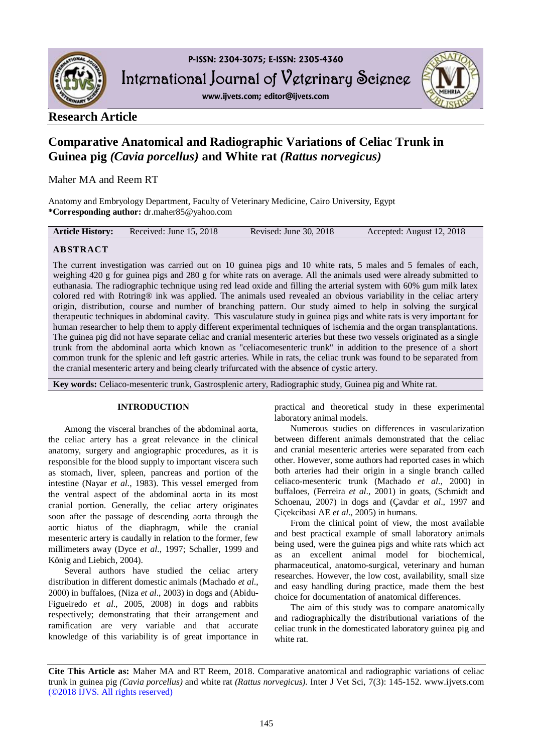**Research Article**

# Comparative Anatomical and Radiographic Variations of Celiac Trunk in Guinea pig *(Cavia porcellus)* and White rat *(Rattus norvegicus)*

Maher MA and Reem RT

Anatomy and Embryology Department, Faculty of Veterinary Medicine, Cairo University, Egypt
***Corresponding author:** dr.maher85@yahoo.com

| **Article History:** | Received: June 15, 2018 | Revised: June 30, 2018 | Accepted: August 12, 2018 |
|---|---|---|---|

## ABSTRACT

The current investigation was carried out on 10 guinea pigs and 10 white rats, 5 males and 5 females of each, weighing 420 g for guinea pigs and 280 g for white rats on average. All the animals used were already submitted to euthanasia. The radiographic technique using red lead oxide and filling the arterial system with 60% gum milk latex colored red with Rotring® ink was applied. The animals used revealed an obvious variability in the celiac artery origin, distribution, course and number of branching pattern. Our study aimed to help in solving the surgical therapeutic techniques in abdominal cavity. This vasculature study in guinea pigs and white rats is very important for human researcher to help them to apply different experimental techniques of ischemia and the organ transplantations. The guinea pig did not have separate celiac and cranial mesenteric arteries but these two vessels originated as a single trunk from the abdominal aorta which known as "celiacomesenteric trunk" in addition to the presence of a short common trunk for the splenic and left gastric arteries. While in rats, the celiac trunk was found to be separated from the cranial mesenteric artery and being clearly trifurcated with the absence of cystic artery.

**Key words:** Celiaco-mesenteric trunk, Gastrosplenic artery, Radiographic study, Guinea pig and White rat.

## INTRODUCTION

Among the visceral branches of the abdominal aorta, the celiac artery has a great relevance in the clinical anatomy, surgery and angiographic procedures, as it is responsible for the blood supply to important viscera such as stomach, liver, spleen, pancreas and portion of the intestine (Nayar *et al*., 1983). This vessel emerged from the ventral aspect of the abdominal aorta in its most cranial portion. Generally, the celiac artery originates soon after the passage of descending aorta through the aortic hiatus of the diaphragm, while the cranial mesenteric artery is caudally in relation to the former, few millimeters away (Dyce *et al.*, 1997; Schaller, 1999 and König and Liebich, 2004).

Several authors have studied the celiac artery distribution in different domestic animals (Machado *et al*., 2000) in buffaloes, (Niza *et al*., 2003) in dogs and (Abidu-Figueiredo *et al*., 2005, 2008) in dogs and rabbits respectively; demonstrating that their arrangement and ramification are very variable and that accurate knowledge of this variability is of great importance in practical and theoretical study in these experimental laboratory animal models.

Numerous studies on differences in vascularization between different animals demonstrated that the celiac and cranial mesenteric arteries were separated from each other. However, some authors had reported cases in which both arteries had their origin in a single branch called celiaco-mesenteric trunk (Machado *et al*., 2000) in buffaloes, (Ferreira *et al*., 2001) in goats, (Schmidt and Schoenau, 2007) in dogs and (Çavdar *et al*., 1997 and Çiçekcibasi AE *et al*., 2005) in humans.

From the clinical point of view, the most available and best practical example of small laboratory animals being used, were the guinea pigs and white rats which act as an excellent animal model for biochemical, pharmaceutical, anatomo-surgical, veterinary and human researches. However, the low cost, availability, small size and easy handling during practice, made them the best choice for documentation of anatomical differences.

The aim of this study was to compare anatomically and radiographically the distributional variations of the celiac trunk in the domesticated laboratory guinea pig and white rat.

**Cite This Article as:** Maher MA and RT Reem, 2018. Comparative anatomical and radiographic variations of celiac trunk in guinea pig *(Cavia porcellus)* and white rat *(Rattus norvegicus)*. Inter J Vet Sci, 7(3): 145-152. www.ijvets.com (©2018 IJVS. All rights reserved)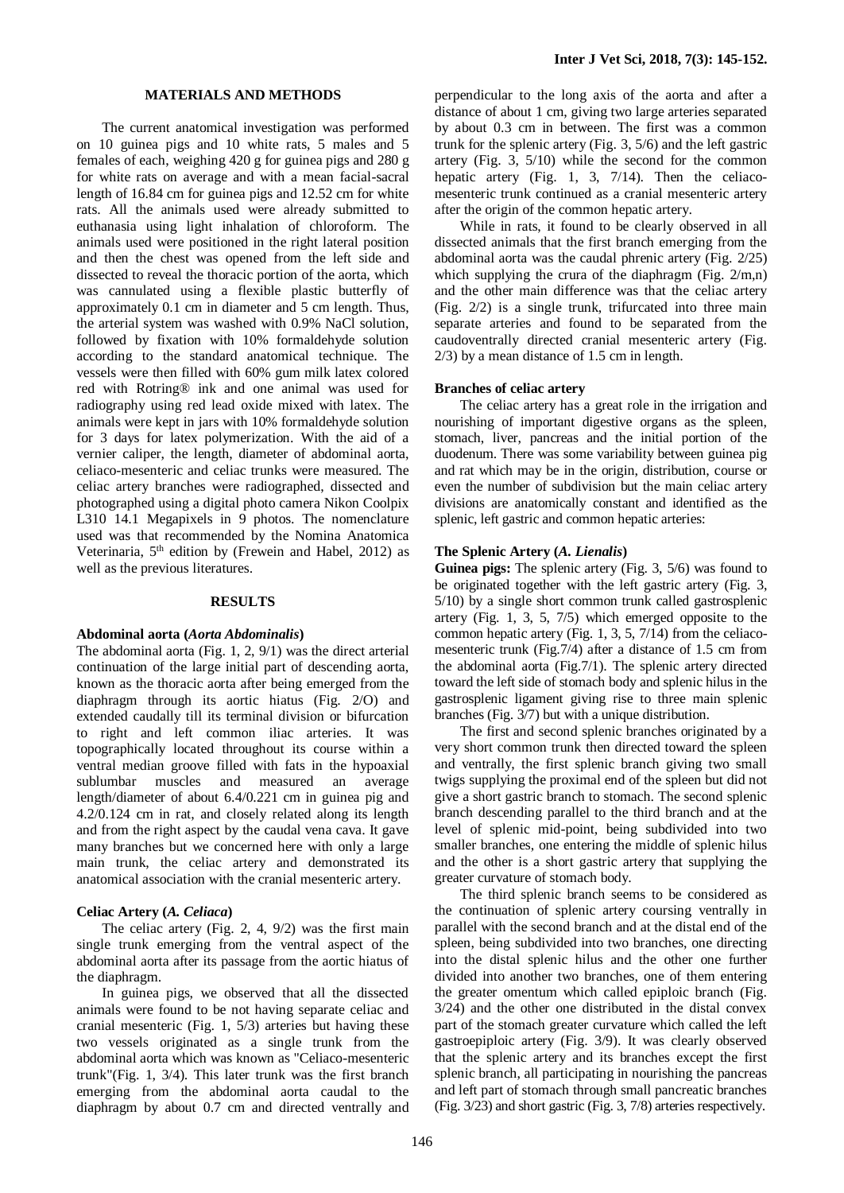## MATERIALS AND METHODS

The current anatomical investigation was performed on 10 guinea pigs and 10 white rats, 5 males and 5 females of each, weighing 420 g for guinea pigs and 280 g for white rats on average and with a mean facial-sacral length of 16.84 cm for guinea pigs and 12.52 cm for white rats. All the animals used were already submitted to euthanasia using light inhalation of chloroform. The animals used were positioned in the right lateral position and then the chest was opened from the left side and dissected to reveal the thoracic portion of the aorta, which was cannulated using a flexible plastic butterfly of approximately 0.1 cm in diameter and 5 cm length. Thus, the arterial system was washed with 0.9% NaCl solution, followed by fixation with 10% formaldehyde solution according to the standard anatomical technique. The vessels were then filled with 60% gum milk latex colored red with Rotring® ink and one animal was used for radiography using red lead oxide mixed with latex. The animals were kept in jars with 10% formaldehyde solution for 3 days for latex polymerization. With the aid of a vernier caliper, the length, diameter of abdominal aorta, celiaco-mesenteric and celiac trunks were measured. The celiac artery branches were radiographed, dissected and photographed using a digital photo camera Nikon Coolpix L310 14.1 Megapixels in 9 photos. The nomenclature used was that recommended by the Nomina Anatomica Veterinaria, 5th edition by (Frewein and Habel, 2012) as well as the previous literatures.

## RESULTS

### Abdominal aorta (*Aorta Abdominalis*)

The abdominal aorta (Fig. 1, 2, 9/1) was the direct arterial continuation of the large initial part of descending aorta, known as the thoracic aorta after being emerged from the diaphragm through its aortic hiatus (Fig. 2/O) and extended caudally till its terminal division or bifurcation to right and left common iliac arteries. It was topographically located throughout its course within a ventral median groove filled with fats in the hypoaxial sublumbar muscles and measured an average length/diameter of about 6.4/0.221 cm in guinea pig and 4.2/0.124 cm in rat, and closely related along its length and from the right aspect by the caudal vena cava. It gave many branches but we concerned here with only a large main trunk, the celiac artery and demonstrated its anatomical association with the cranial mesenteric artery.

### Celiac Artery (*A. Celiaca*)

The celiac artery (Fig. 2, 4, 9/2) was the first main single trunk emerging from the ventral aspect of the abdominal aorta after its passage from the aortic hiatus of the diaphragm.

In guinea pigs, we observed that all the dissected animals were found to be not having separate celiac and cranial mesenteric (Fig. 1, 5/3) arteries but having these two vessels originated as a single trunk from the abdominal aorta which was known as "Celiaco-mesenteric trunk"(Fig. 1, 3/4). This later trunk was the first branch emerging from the abdominal aorta caudal to the diaphragm by about 0.7 cm and directed ventrally and perpendicular to the long axis of the aorta and after a distance of about 1 cm, giving two large arteries separated by about 0.3 cm in between. The first was a common trunk for the splenic artery (Fig. 3, 5/6) and the left gastric artery (Fig. 3, 5/10) while the second for the common hepatic artery (Fig. 1, 3, 7/14). Then the celiaco-mesenteric trunk continued as a cranial mesenteric artery after the origin of the common hepatic artery.

While in rats, it found to be clearly observed in all dissected animals that the first branch emerging from the abdominal aorta was the caudal phrenic artery (Fig. 2/25) which supplying the crura of the diaphragm (Fig. 2/m,n) and the other main difference was that the celiac artery (Fig. 2/2) is a single trunk, trifurcated into three main separate arteries and found to be separated from the caudoventrally directed cranial mesenteric artery (Fig. 2/3) by a mean distance of 1.5 cm in length.

### Branches of celiac artery

The celiac artery has a great role in the irrigation and nourishing of important digestive organs as the spleen, stomach, liver, pancreas and the initial portion of the duodenum. There was some variability between guinea pig and rat which may be in the origin, distribution, course or even the number of subdivision but the main celiac artery divisions are anatomically constant and identified as the splenic, left gastric and common hepatic arteries:

### The Splenic Artery (*A. Lienalis*)

**Guinea pigs:** The splenic artery (Fig. 3, 5/6) was found to be originated together with the left gastric artery (Fig. 3, 5/10) by a single short common trunk called gastrosplenic artery (Fig. 1, 3, 5, 7/5) which emerged opposite to the common hepatic artery (Fig. 1, 3, 5, 7/14) from the celiaco-mesenteric trunk (Fig.7/4) after a distance of 1.5 cm from the abdominal aorta (Fig.7/1). The splenic artery directed toward the left side of stomach body and splenic hilus in the gastrosplenic ligament giving rise to three main splenic branches (Fig. 3/7) but with a unique distribution.

The first and second splenic branches originated by a very short common trunk then directed toward the spleen and ventrally, the first splenic branch giving two small twigs supplying the proximal end of the spleen but did not give a short gastric branch to stomach. The second splenic branch descending parallel to the third branch and at the level of splenic mid-point, being subdivided into two smaller branches, one entering the middle of splenic hilus and the other is a short gastric artery that supplying the greater curvature of stomach body.

The third splenic branch seems to be considered as the continuation of splenic artery coursing ventrally in parallel with the second branch and at the distal end of the spleen, being subdivided into two branches, one directing into the distal splenic hilus and the other one further divided into another two branches, one of them entering the greater omentum which called epiploic branch (Fig. 3/24) and the other one distributed in the distal convex part of the stomach greater curvature which called the left gastroepiploic artery (Fig. 3/9). It was clearly observed that the splenic artery and its branches except the first splenic branch, all participating in nourishing the pancreas and left part of stomach through small pancreatic branches (Fig. 3/23) and short gastric (Fig. 3, 7/8) arteries respectively.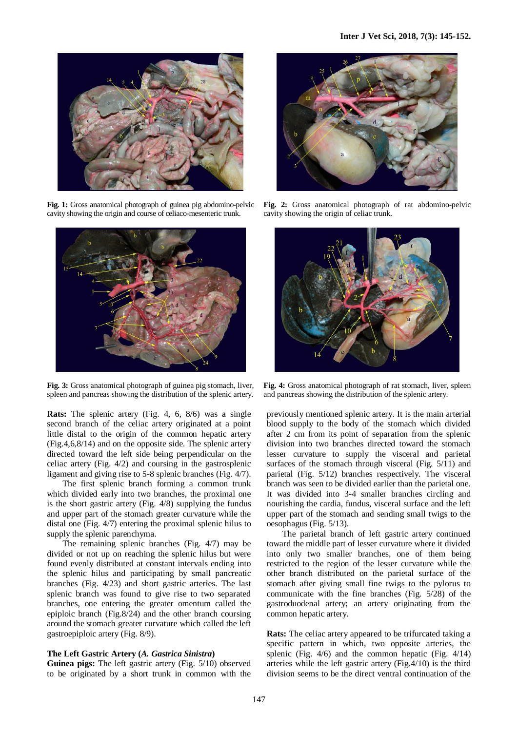Fig. 1: Gross anatomical photograph of guinea pig abdomino-pelvic cavity showing the origin and course of celiaco-mesenteric trunk.

Fig. 2: Gross anatomical photograph of rat abdomino-pelvic cavity showing the origin of celiac trunk.

Fig. 3: Gross anatomical photograph of guinea pig stomach, liver, spleen and pancreas showing the distribution of the splenic artery.

Fig. 4: Gross anatomical photograph of rat stomach, liver, spleen and pancreas showing the distribution of the splenic artery.

**Rats:** The splenic artery (Fig. 4, 6, 8/6) was a single second branch of the celiac artery originated at a point little distal to the origin of the common hepatic artery (Fig.4,6,8/14) and on the opposite side. The splenic artery directed toward the left side being perpendicular on the celiac artery (Fig. 4/2) and coursing in the gastrosplenic ligament and giving rise to 5-8 splenic branches (Fig. 4/7).

The first splenic branch forming a common trunk which divided early into two branches, the proximal one is the short gastric artery (Fig. 4/8) supplying the fundus and upper part of the stomach greater curvature while the distal one (Fig. 4/7) entering the proximal splenic hilus to supply the splenic parenchyma.

The remaining splenic branches (Fig. 4/7) may be divided or not up on reaching the splenic hilus but were found evenly distributed at constant intervals ending into the splenic hilus and participating by small pancreatic branches (Fig. 4/23) and short gastric arteries. The last splenic branch was found to give rise to two separated branches, one entering the greater omentum called the epiploic branch (Fig.8/24) and the other branch coursing around the stomach greater curvature which called the left gastroepiploic artery (Fig. 8/9).

### The Left Gastric Artery (*A. Gastrica Sinistra*)

**Guinea pigs:** The left gastric artery (Fig. 5/10) observed to be originated by a short trunk in common with the previously mentioned splenic artery. It is the main arterial blood supply to the body of the stomach which divided after 2 cm from its point of separation from the splenic division into two branches directed toward the stomach lesser curvature to supply the visceral and parietal surfaces of the stomach through visceral (Fig. 5/11) and parietal (Fig. 5/12) branches respectively. The visceral branch was seen to be divided earlier than the parietal one. It was divided into 3-4 smaller branches circling and nourishing the cardia, fundus, visceral surface and the left upper part of the stomach and sending small twigs to the oesophagus (Fig. 5/13).

The parietal branch of left gastric artery continued toward the middle part of lesser curvature where it divided into only two smaller branches, one of them being restricted to the region of the lesser curvature while the other branch distributed on the parietal surface of the stomach after giving small fine twigs to the pylorus to communicate with the fine branches (Fig. 5/28) of the gastroduodenal artery; an artery originating from the common hepatic artery.

**Rats:** The celiac artery appeared to be trifurcated taking a specific pattern in which, two opposite arteries, the splenic (Fig. 4/6) and the common hepatic (Fig. 4/14) arteries while the left gastric artery (Fig.4/10) is the third division seems to be the direct ventral continuation of the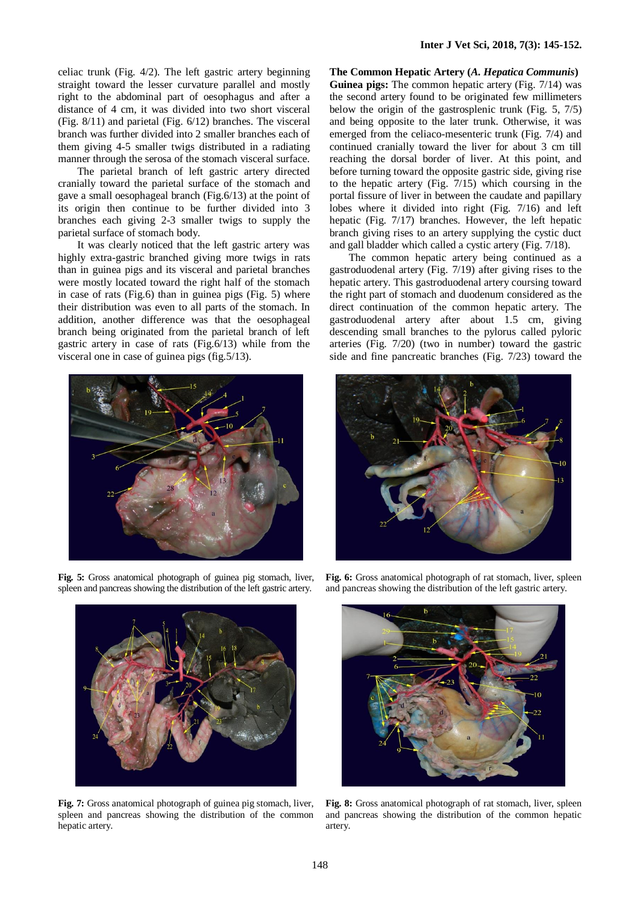celiac trunk (Fig. 4/2). The left gastric artery beginning straight toward the lesser curvature parallel and mostly right to the abdominal part of oesophagus and after a distance of 4 cm, it was divided into two short visceral (Fig. 8/11) and parietal (Fig. 6/12) branches. The visceral branch was further divided into 2 smaller branches each of them giving 4-5 smaller twigs distributed in a radiating manner through the serosa of the stomach visceral surface.

The parietal branch of left gastric artery directed cranially toward the parietal surface of the stomach and gave a small oesophageal branch (Fig.6/13) at the point of its origin then continue to be further divided into 3 branches each giving 2-3 smaller twigs to supply the parietal surface of stomach body.

It was clearly noticed that the left gastric artery was highly extra-gastric branched giving more twigs in rats than in guinea pigs and its visceral and parietal branches were mostly located toward the right half of the stomach in case of rats (Fig.6) than in guinea pigs (Fig. 5) where their distribution was even to all parts of the stomach. In addition, another difference was that the oesophageal branch being originated from the parietal branch of left gastric artery in case of rats (Fig.6/13) while from the visceral one in case of guinea pigs (fig.5/13).

**Fig. 5:** Gross anatomical photograph of guinea pig stomach, liver, spleen and pancreas showing the distribution of the left gastric artery.

**Fig. 6:** Gross anatomical photograph of rat stomach, liver, spleen and pancreas showing the distribution of the left gastric artery.

**Fig. 7:** Gross anatomical photograph of guinea pig stomach, liver, spleen and pancreas showing the distribution of the common hepatic artery.

**Fig. 8:** Gross anatomical photograph of rat stomach, liver, spleen and pancreas showing the distribution of the common hepatic artery.

**The Common Hepatic Artery (*A. Hepatica Communis*)**

**Guinea pigs:** The common hepatic artery (Fig. 7/14) was the second artery found to be originated few millimeters below the origin of the gastrosplenic trunk (Fig. 5, 7/5) and being opposite to the later trunk. Otherwise, it was emerged from the celiaco-mesenteric trunk (Fig. 7/4) and continued cranially toward the liver for about 3 cm till reaching the dorsal border of liver. At this point, and before turning toward the opposite gastric side, giving rise to the hepatic artery (Fig. 7/15) which coursing in the portal fissure of liver in between the caudate and papillary lobes where it divided into right (Fig. 7/16) and left hepatic (Fig. 7/17) branches. However, the left hepatic branch giving rises to an artery supplying the cystic duct and gall bladder which called a cystic artery (Fig. 7/18).

The common hepatic artery being continued as a gastroduodenal artery (Fig. 7/19) after giving rises to the hepatic artery. This gastroduodenal artery coursing toward the right part of stomach and duodenum considered as the direct continuation of the common hepatic artery. The gastroduodenal artery after about 1.5 cm, giving descending small branches to the pylorus called pyloric arteries (Fig. 7/20) (two in number) toward the gastric side and fine pancreatic branches (Fig. 7/23) toward the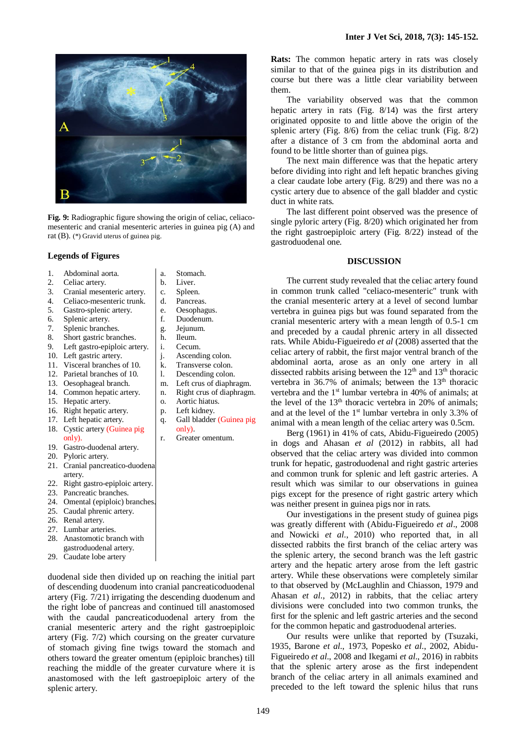**Fig. 9:** Radiographic figure showing the origin of celiac, celiaco-mesenteric and cranial mesenteric arteries in guinea pig (A) and rat (B). (*) Gravid uterus of guinea pig.

### Legends of Figures

1. Abdominal aorta.
2. Celiac artery.
3. Cranial mesenteric artery.
4. Celiaco-mesenteric trunk.
5. Gastro-splenic artery.
6. Splenic artery.
7. Splenic branches.
8. Short gastric branches.
9. Left gastro-epiploic artery.
10. Left gastric artery.
11. Visceral branches of 10.
12. Parietal branches of 10.
13. Oesophageal branch.
14. Common hepatic artery.
15. Hepatic artery.
16. Right hepatic artery.
17. Left hepatic artery.
18. Cystic artery (Guinea pig only).
19. Gastro-duodenal artery.
20. Pyloric artery.
21. Cranial pancreatico-duodenal artery.
22. Right gastro-epiploic artery.
23. Pancreatic branches.
24. Omental (epiploic) branches.
25. Caudal phrenic artery.
26. Renal artery.
27. Lumbar arteries.
28. Anastomotic branch with gastroduodenal artery.
29. Caudate lobe artery

a. Stomach.
b. Liver.
c. Spleen.
d. Pancreas.
e. Oesophagus.
f. Duodenum.
g. Jejunum.
h. Ileum.
i. Cecum.
j. Ascending colon.
k. Transverse colon.
l. Descending colon.
m. Left crus of diaphragm.
n. Right crus of diaphragm.
o. Aortic hiatus.
p. Left kidney.
q. Gall bladder (Guinea pig only).
r. Greater omentum.

duodenal side then divided up on reaching the initial part of descending duodenum into cranial pancreaticoduodenal artery (Fig. 7/21) irrigating the descending duodenum and the right lobe of pancreas and continued till anastomosed with the caudal pancreaticoduodenal artery from the cranial mesenteric artery and the right gastroepiploic artery (Fig. 7/2) which coursing on the greater curvature of stomach giving fine twigs toward the stomach and others toward the greater omentum (epiploic branches) till reaching the middle of the greater curvature where it is anastomosed with the left gastroepiploic artery of the splenic artery.

**Rats:** The common hepatic artery in rats was closely similar to that of the guinea pigs in its distribution and course but there was a little clear variability between them.

The variability observed was that the common hepatic artery in rats (Fig. 8/14) was the first artery originated opposite to and little above the origin of the splenic artery (Fig. 8/6) from the celiac trunk (Fig. 8/2) after a distance of 3 cm from the abdominal aorta and found to be little shorter than of guinea pigs.

The next main difference was that the hepatic artery before dividing into right and left hepatic branches giving a clear caudate lobe artery (Fig. 8/29) and there was no a cystic artery due to absence of the gall bladder and cystic duct in white rats.

The last different point observed was the presence of single pyloric artery (Fig. 8/20) which originated her from the right gastroepiploic artery (Fig. 8/22) instead of the gastroduodenal one.

## DISCUSSION

The current study revealed that the celiac artery found in common trunk called "celiaco-mesenteric" trunk with the cranial mesenteric artery at a level of second lumbar vertebra in guinea pigs but was found separated from the cranial mesenteric artery with a mean length of 0.5-1 cm and preceded by a caudal phrenic artery in all dissected rats. While Abidu-Figueiredo *et al* (2008) asserted that the celiac artery of rabbit, the first major ventral branch of the abdominal aorta, arose as an only one artery in all dissected rabbits arising between the 12th and 13th thoracic vertebra in 36.7% of animals; between the 13th thoracic vertebra and the 1st lumbar vertebra in 40% of animals; at the level of the 13th thoracic vertebra in 20% of animals; and at the level of the 1st lumbar vertebra in only 3.3% of animal with a mean length of the celiac artery was 0.5cm.

Berg (1961) in 41% of cats, Abidu-Figueiredo (2005) in dogs and Ahasan *et al* (2012) in rabbits, all had observed that the celiac artery was divided into common trunk for hepatic, gastroduodenal and right gastric arteries and common trunk for splenic and left gastric arteries. A result which was similar to our observations in guinea pigs except for the presence of right gastric artery which was neither present in guinea pigs nor in rats.

Our investigations in the present study of guinea pigs was greatly different with (Abidu-Figueiredo *et al*., 2008 and Nowicki *et al*., 2010) who reported that, in all dissected rabbits the first branch of the celiac artery was the splenic artery, the second branch was the left gastric artery and the hepatic artery arose from the left gastric artery. While these observations were completely similar to that observed by (McLaughlin and Chiasson, 1979 and Ahasan *et al*., 2012) in rabbits, that the celiac artery divisions were concluded into two common trunks, the first for the splenic and left gastric arteries and the second for the common hepatic and gastroduodenal arteries.

Our results were unlike that reported by (Tsuzaki, 1935, Barone *et al*., 1973, Popesko *et al*., 2002, Abidu-Figueiredo *et al*., 2008 and Ikegami *et al*., 2016) in rabbits that the splenic artery arose as the first independent branch of the celiac artery in all animals examined and preceded to the left toward the splenic hilus that runs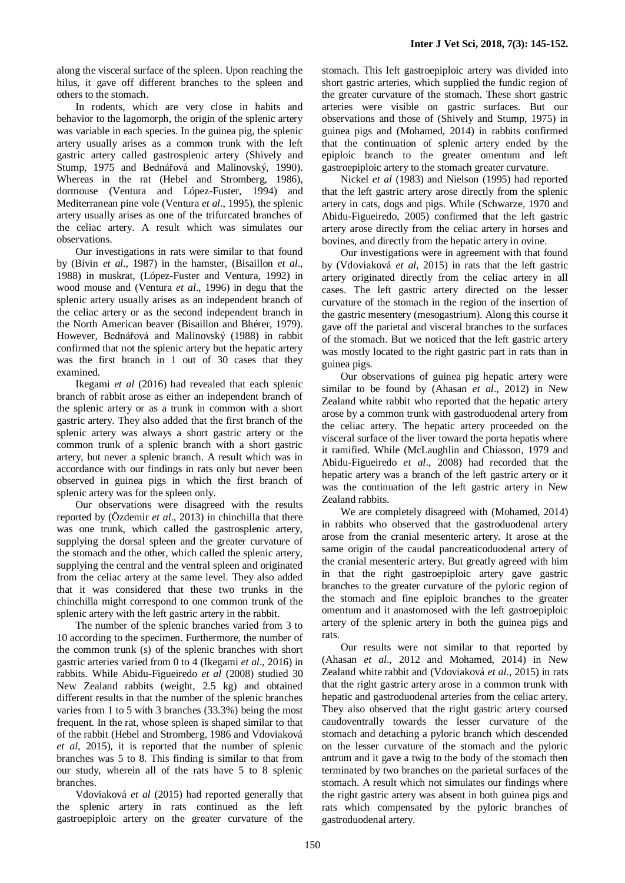along the visceral surface of the spleen. Upon reaching the hilus, it gave off different branches to the spleen and others to the stomach.

In rodents, which are very close in habits and behavior to the lagomorph, the origin of the splenic artery was variable in each species. In the guinea pig, the splenic artery usually arises as a common trunk with the left gastric artery called gastrosplenic artery (Shively and Stump, 1975 and Bednářová and Malinovský, 1990). Whereas in the rat (Hebel and Stromberg, 1986), dormouse (Ventura and López-Fuster, 1994) and Mediterranean pine vole (Ventura *et al*., 1995), the splenic artery usually arises as one of the trifurcated branches of the celiac artery. A result which was simulates our observations.

Our investigations in rats were similar to that found by (Bivin *et al*., 1987) in the hamster, (Bisaillon *et al*., 1988) in muskrat, (López-Fuster and Ventura, 1992) in wood mouse and (Ventura *et al*., 1996) in degu that the splenic artery usually arises as an independent branch of the celiac artery or as the second independent branch in the North American beaver (Bisaillon and Bhérer, 1979). However, Bednářová and Malinovský (1988) in rabbit confirmed that not the splenic artery but the hepatic artery was the first branch in 1 out of 30 cases that they examined.

Ikegami *et al* (2016) had revealed that each splenic branch of rabbit arose as either an independent branch of the splenic artery or as a trunk in common with a short gastric artery. They also added that the first branch of the splenic artery was always a short gastric artery or the common trunk of a splenic branch with a short gastric artery, but never a splenic branch. A result which was in accordance with our findings in rats only but never been observed in guinea pigs in which the first branch of splenic artery was for the spleen only.

Our observations were disagreed with the results reported by (Özdemir *et al*., 2013) in chinchilla that there was one trunk, which called the gastrosplenic artery, supplying the dorsal spleen and the greater curvature of the stomach and the other, which called the splenic artery, supplying the central and the ventral spleen and originated from the celiac artery at the same level. They also added that it was considered that these two trunks in the chinchilla might correspond to one common trunk of the splenic artery with the left gastric artery in the rabbit.

The number of the splenic branches varied from 3 to 10 according to the specimen. Furthermore, the number of the common trunk (s) of the splenic branches with short gastric arteries varied from 0 to 4 (Ikegami *et al*., 2016) in rabbits. While Abidu-Figueiredo *et al* (2008) studied 30 New Zealand rabbits (weight, 2.5 kg) and obtained different results in that the number of the splenic branches varies from 1 to 5 with 3 branches (33.3%) being the most frequent. In the rat, whose spleen is shaped similar to that of the rabbit (Hebel and Stromberg, 1986 and Vdoviaková *et al*, 2015), it is reported that the number of splenic branches was 5 to 8. This finding is similar to that from our study, wherein all of the rats have 5 to 8 splenic branches.

Vdoviaková *et al* (2015) had reported generally that the splenic artery in rats continued as the left gastroepiploic artery on the greater curvature of the stomach. This left gastroepiploic artery was divided into short gastric arteries, which supplied the fundic region of the greater curvature of the stomach. These short gastric arteries were visible on gastric surfaces. But our observations and those of (Shively and Stump, 1975) in guinea pigs and (Mohamed, 2014) in rabbits confirmed that the continuation of splenic artery ended by the epiploic branch to the greater omentum and left gastroepiploic artery to the stomach greater curvature.

Nickel *et al* (1983) and Nielson (1995) had reported that the left gastric artery arose directly from the splenic artery in cats, dogs and pigs. While (Schwarze, 1970 and Abidu-Figueiredo, 2005) confirmed that the left gastric artery arose directly from the celiac artery in horses and bovines, and directly from the hepatic artery in ovine.

Our investigations were in agreement with that found by (Vdoviaková *et al*, 2015) in rats that the left gastric artery originated directly from the celiac artery in all cases. The left gastric artery directed on the lesser curvature of the stomach in the region of the insertion of the gastric mesentery (mesogastrium). Along this course it gave off the parietal and visceral branches to the surfaces of the stomach. But we noticed that the left gastric artery was mostly located to the right gastric part in rats than in guinea pigs.

Our observations of guinea pig hepatic artery were similar to be found by (Ahasan *et al*., 2012) in New Zealand white rabbit who reported that the hepatic artery arose by a common trunk with gastroduodenal artery from the celiac artery. The hepatic artery proceeded on the visceral surface of the liver toward the porta hepatis where it ramified. While (McLaughlin and Chiasson, 1979 and Abidu-Figueiredo *et al*., 2008) had recorded that the hepatic artery was a branch of the left gastric artery or it was the continuation of the left gastric artery in New Zealand rabbits.

We are completely disagreed with (Mohamed, 2014) in rabbits who observed that the gastroduodenal artery arose from the cranial mesenteric artery. It arose at the same origin of the caudal pancreaticoduodenal artery of the cranial mesenteric artery. But greatly agreed with him in that the right gastroepiploic artery gave gastric branches to the greater curvature of the pyloric region of the stomach and fine epiploic branches to the greater omentum and it anastomosed with the left gastroepiploic artery of the splenic artery in both the guinea pigs and rats.

Our results were not similar to that reported by (Ahasan *et al*., 2012 and Mohamed, 2014) in New Zealand white rabbit and (Vdoviaková *et al*., 2015) in rats that the right gastric artery arose in a common trunk with hepatic and gastroduodenal arteries from the celiac artery. They also observed that the right gastric artery coursed caudoventrally towards the lesser curvature of the stomach and detaching a pyloric branch which descended on the lesser curvature of the stomach and the pyloric antrum and it gave a twig to the body of the stomach then terminated by two branches on the parietal surfaces of the stomach. A result which not simulates our findings where the right gastric artery was absent in both guinea pigs and rats which compensated by the pyloric branches of gastroduodenal artery.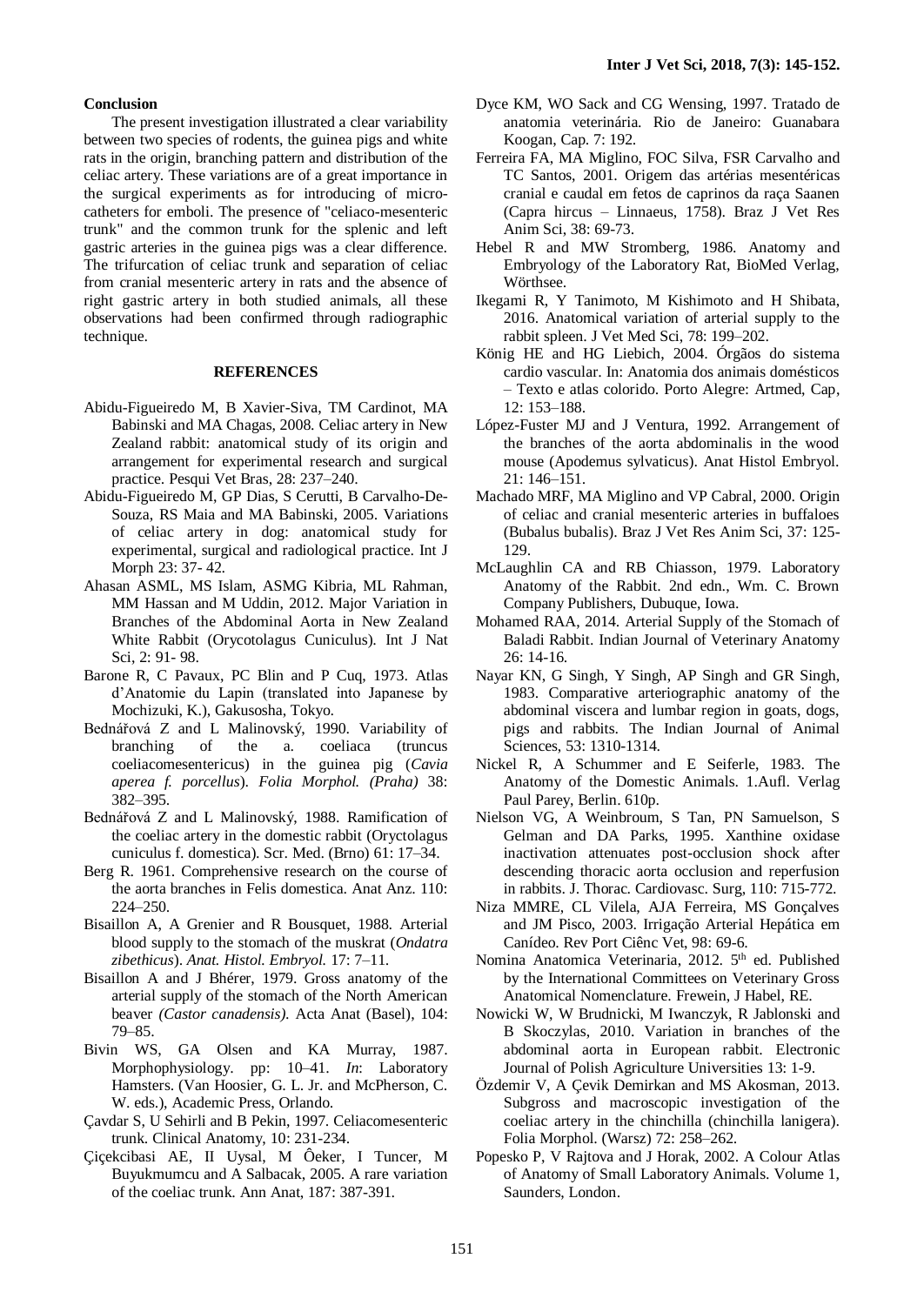**Conclusion**

The present investigation illustrated a clear variability between two species of rodents, the guinea pigs and white rats in the origin, branching pattern and distribution of the celiac artery. These variations are of a great importance in the surgical experiments as for introducing of micro-catheters for emboli. The presence of "celiaco-mesenteric trunk" and the common trunk for the splenic and left gastric arteries in the guinea pigs was a clear difference. The trifurcation of celiac trunk and separation of celiac from cranial mesenteric artery in rats and the absence of right gastric artery in both studied animals, all these observations had been confirmed through radiographic technique.

## REFERENCES

- Abidu-Figueiredo M, B Xavier-Siva, TM Cardinot, MA Babinski and MA Chagas, 2008. Celiac artery in New Zealand rabbit: anatomical study of its origin and arrangement for experimental research and surgical practice. Pesqui Vet Bras, 28: 237–240.
- Abidu-Figueiredo M, GP Dias, S Cerutti, B Carvalho-De-Souza, RS Maia and MA Babinski, 2005. Variations of celiac artery in dog: anatomical study for experimental, surgical and radiological practice. Int J Morph 23: 37- 42.
- Ahasan ASML, MS Islam, ASMG Kibria, ML Rahman, MM Hassan and M Uddin, 2012. Major Variation in Branches of the Abdominal Aorta in New Zealand White Rabbit (Orycotolagus Cuniculus). Int J Nat Sci, 2: 91- 98.
- Barone R, C Pavaux, PC Blin and P Cuq, 1973. Atlas d'Anatomie du Lapin (translated into Japanese by Mochizuki, K.), Gakusosha, Tokyo.
- Bednářová Z and L Malinovský, 1990. Variability of branching of the a. coeliaca (truncus coeliacomesentericus) in the guinea pig (*Cavia aperea f. porcellus*). *Folia Morphol. (Praha)* 38: 382–395.
- Bednářová Z and L Malinovský, 1988. Ramification of the coeliac artery in the domestic rabbit (Oryctolagus cuniculus f. domestica). Scr. Med. (Brno) 61: 17–34.
- Berg R. 1961. Comprehensive research on the course of the aorta branches in Felis domestica. Anat Anz. 110: 224–250.
- Bisaillon A, A Grenier and R Bousquet, 1988. Arterial blood supply to the stomach of the muskrat (*Ondatra zibethicus*). *Anat. Histol. Embryol.* 17: 7–11.
- Bisaillon A and J Bhérer, 1979. Gross anatomy of the arterial supply of the stomach of the North American beaver *(Castor canadensis).* Acta Anat (Basel), 104: 79–85.
- Bivin WS, GA Olsen and KA Murray, 1987. Morphophysiology. pp: 10–41. *In*: Laboratory Hamsters. (Van Hoosier, G. L. Jr. and McPherson, C. W. eds.), Academic Press, Orlando.
- Çavdar S, U Sehirli and B Pekin, 1997. Celiacomesenteric trunk. Clinical Anatomy, 10: 231-234.
- Çiçekcibasi AE, II Uysal, M Ôeker, I Tuncer, M Buyukmumcu and A Salbacak, 2005. A rare variation of the coeliac trunk. Ann Anat, 187: 387-391.
- Dyce KM, WO Sack and CG Wensing, 1997. Tratado de anatomia veterinária. Rio de Janeiro: Guanabara Koogan, Cap. 7: 192.
- Ferreira FA, MA Miglino, FOC Silva, FSR Carvalho and TC Santos, 2001. Origem das artérias mesentéricas cranial e caudal em fetos de caprinos da raça Saanen (Capra hircus – Linnaeus, 1758). Braz J Vet Res Anim Sci, 38: 69-73.
- Hebel R and MW Stromberg, 1986. Anatomy and Embryology of the Laboratory Rat, BioMed Verlag, Wörthsee.
- Ikegami R, Y Tanimoto, M Kishimoto and H Shibata, 2016. Anatomical variation of arterial supply to the rabbit spleen. J Vet Med Sci, 78: 199–202.
- König HE and HG Liebich, 2004. Órgãos do sistema cardio vascular. In: Anatomia dos animais domésticos – Texto e atlas colorido. Porto Alegre: Artmed, Cap, 12: 153–188.
- López-Fuster MJ and J Ventura, 1992. Arrangement of the branches of the aorta abdominalis in the wood mouse (Apodemus sylvaticus). Anat Histol Embryol. 21: 146–151.
- Machado MRF, MA Miglino and VP Cabral, 2000. Origin of celiac and cranial mesenteric arteries in buffaloes (Bubalus bubalis). Braz J Vet Res Anim Sci, 37: 125-129.
- McLaughlin CA and RB Chiasson, 1979. Laboratory Anatomy of the Rabbit. 2nd edn., Wm. C. Brown Company Publishers, Dubuque, Iowa.
- Mohamed RAA, 2014. Arterial Supply of the Stomach of Baladi Rabbit. Indian Journal of Veterinary Anatomy 26: 14-16.
- Nayar KN, G Singh, Y Singh, AP Singh and GR Singh, 1983. Comparative arteriographic anatomy of the abdominal viscera and lumbar region in goats, dogs, pigs and rabbits. The Indian Journal of Animal Sciences, 53: 1310-1314.
- Nickel R, A Schummer and E Seiferle, 1983. The Anatomy of the Domestic Animals. 1.Aufl. Verlag Paul Parey, Berlin. 610p.
- Nielson VG, A Weinbroum, S Tan, PN Samuelson, S Gelman and DA Parks, 1995. Xanthine oxidase inactivation attenuates post-occlusion shock after descending thoracic aorta occlusion and reperfusion in rabbits. J. Thorac. Cardiovasc. Surg, 110: 715-772.
- Niza MMRE, CL Vilela, AJA Ferreira, MS Gonçalves and JM Pisco, 2003. Irrigação Arterial Hepática em Canídeo. Rev Port Ciênc Vet, 98: 69-6.
- Nomina Anatomica Veterinaria, 2012. 5th ed. Published by the International Committees on Veterinary Gross Anatomical Nomenclature. Frewein, J Habel, RE.
- Nowicki W, W Brudnicki, M Iwanczyk, R Jablonski and B Skoczylas, 2010. Variation in branches of the abdominal aorta in European rabbit. Electronic Journal of Polish Agriculture Universities 13: 1-9.
- Özdemir V, A Çevik Demirkan and MS Akosman, 2013. Subgross and macroscopic investigation of the coeliac artery in the chinchilla (chinchilla lanigera). Folia Morphol. (Warsz) 72: 258–262.
- Popesko P, V Rajtova and J Horak, 2002. A Colour Atlas of Anatomy of Small Laboratory Animals. Volume 1, Saunders, London.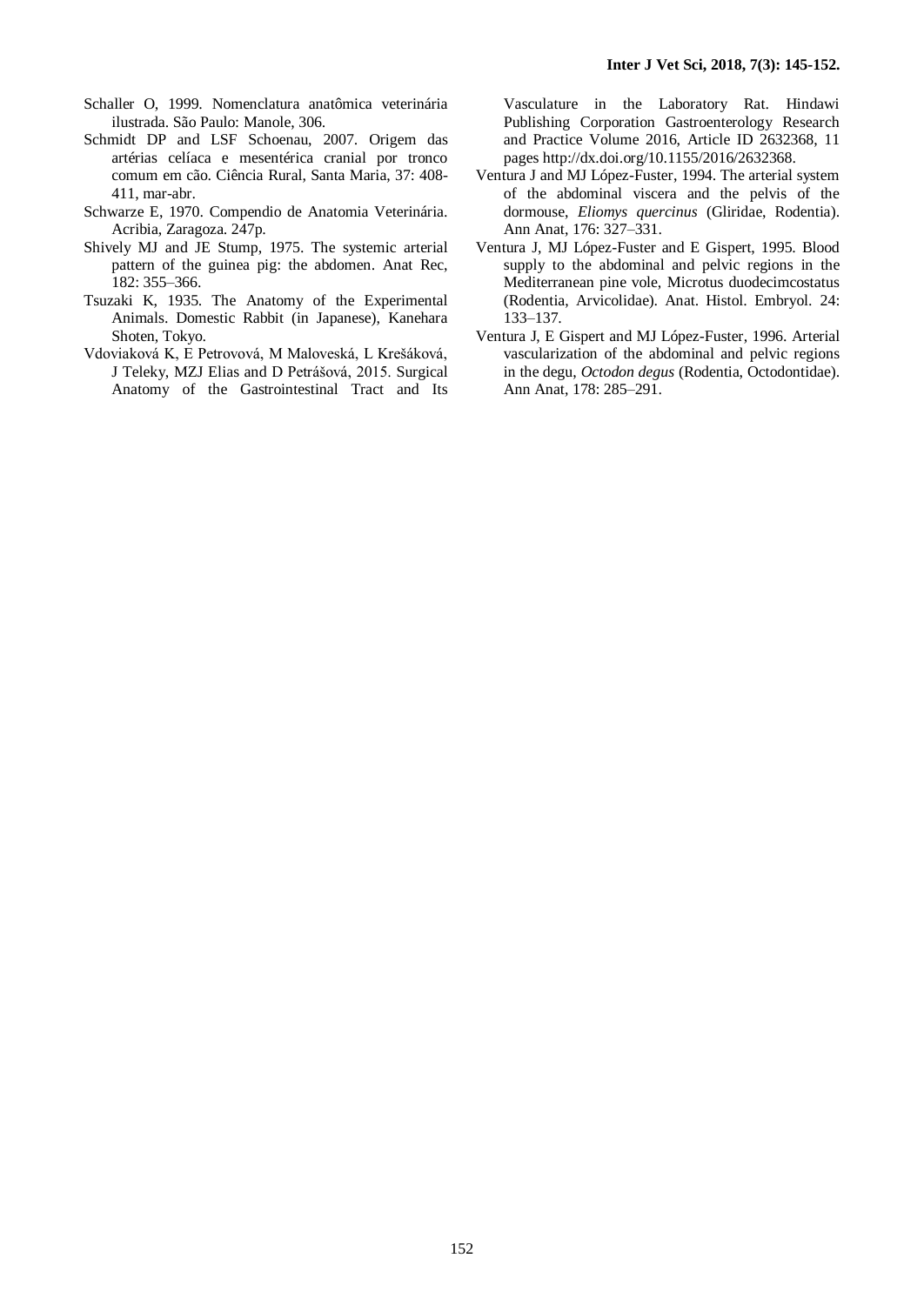Schaller O, 1999. Nomenclatura anatômica veterinária ilustrada. São Paulo: Manole, 306.

Schmidt DP and LSF Schoenau, 2007. Origem das artérias celíaca e mesentérica cranial por tronco comum em cão. Ciência Rural, Santa Maria, 37: 408-411, mar-abr.

Schwarze E, 1970. Compendio de Anatomia Veterinária. Acribia, Zaragoza. 247p.

Shively MJ and JE Stump, 1975. The systemic arterial pattern of the guinea pig: the abdomen. Anat Rec, 182: 355–366.

Tsuzaki K, 1935. The Anatomy of the Experimental Animals. Domestic Rabbit (in Japanese), Kanehara Shoten, Tokyo.

Vdoviaková K, E Petrovová, M Maloveská, L Krešáková, J Teleky, MZJ Elias and D Petrášová, 2015. Surgical Anatomy of the Gastrointestinal Tract and Its Vasculature in the Laboratory Rat. Hindawi Publishing Corporation Gastroenterology Research and Practice Volume 2016, Article ID 2632368, 11 pages http://dx.doi.org/10.1155/2016/2632368.

Ventura J and MJ López-Fuster, 1994. The arterial system of the abdominal viscera and the pelvis of the dormouse, *Eliomys quercinus* (Gliridae, Rodentia). Ann Anat, 176: 327–331.

Ventura J, MJ López-Fuster and E Gispert, 1995. Blood supply to the abdominal and pelvic regions in the Mediterranean pine vole, Microtus duodecimcostatus (Rodentia, Arvicolidae). Anat. Histol. Embryol. 24: 133–137.

Ventura J, E Gispert and MJ López-Fuster, 1996. Arterial vascularization of the abdominal and pelvic regions in the degu, *Octodon degus* (Rodentia, Octodontidae). Ann Anat, 178: 285–291.